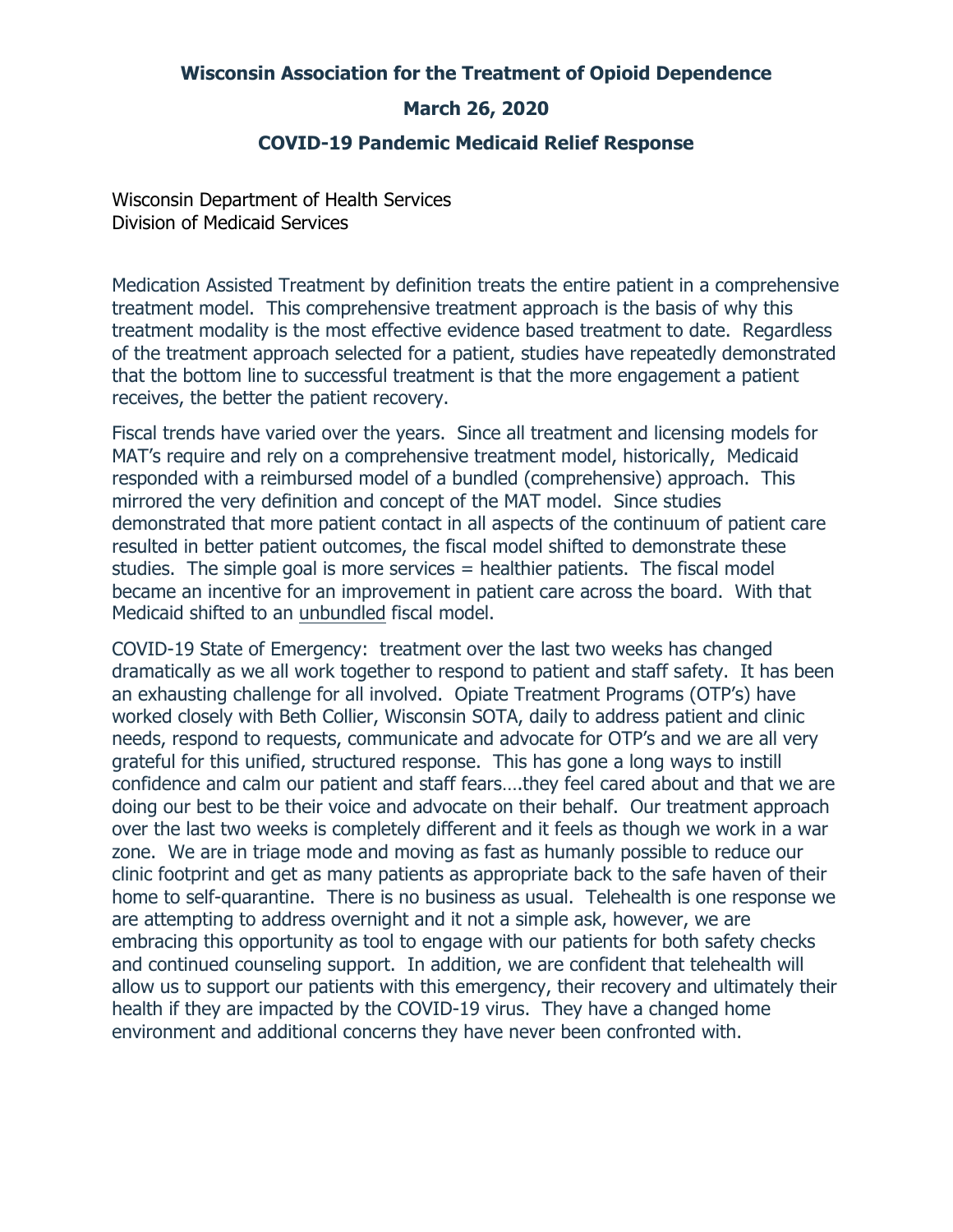**Wisconsin Association for the Treatment of Opioid Dependence**

**March 26, 2020**

**COVID-19 Pandemic Medicaid Relief Response**

Wisconsin Department of Health Services
Division of Medicaid Services

Medication Assisted Treatment by definition treats the entire patient in a comprehensive treatment model. This comprehensive treatment approach is the basis of why this treatment modality is the most effective evidence based treatment to date. Regardless of the treatment approach selected for a patient, studies have repeatedly demonstrated that the bottom line to successful treatment is that the more engagement a patient receives, the better the patient recovery.

Fiscal trends have varied over the years. Since all treatment and licensing models for MAT's require and rely on a comprehensive treatment model, historically, Medicaid responded with a reimbursed model of a bundled (comprehensive) approach. This mirrored the very definition and concept of the MAT model. Since studies demonstrated that more patient contact in all aspects of the continuum of patient care resulted in better patient outcomes, the fiscal model shifted to demonstrate these studies. The simple goal is more services = healthier patients. The fiscal model became an incentive for an improvement in patient care across the board. With that Medicaid shifted to an unbundled fiscal model.

COVID-19 State of Emergency: treatment over the last two weeks has changed dramatically as we all work together to respond to patient and staff safety. It has been an exhausting challenge for all involved. Opiate Treatment Programs (OTP's) have worked closely with Beth Collier, Wisconsin SOTA, daily to address patient and clinic needs, respond to requests, communicate and advocate for OTP's and we are all very grateful for this unified, structured response. This has gone a long ways to instill confidence and calm our patient and staff fears….they feel cared about and that we are doing our best to be their voice and advocate on their behalf. Our treatment approach over the last two weeks is completely different and it feels as though we work in a war zone. We are in triage mode and moving as fast as humanly possible to reduce our clinic footprint and get as many patients as appropriate back to the safe haven of their home to self-quarantine. There is no business as usual. Telehealth is one response we are attempting to address overnight and it not a simple ask, however, we are embracing this opportunity as tool to engage with our patients for both safety checks and continued counseling support. In addition, we are confident that telehealth will allow us to support our patients with this emergency, their recovery and ultimately their health if they are impacted by the COVID-19 virus. They have a changed home environment and additional concerns they have never been confronted with.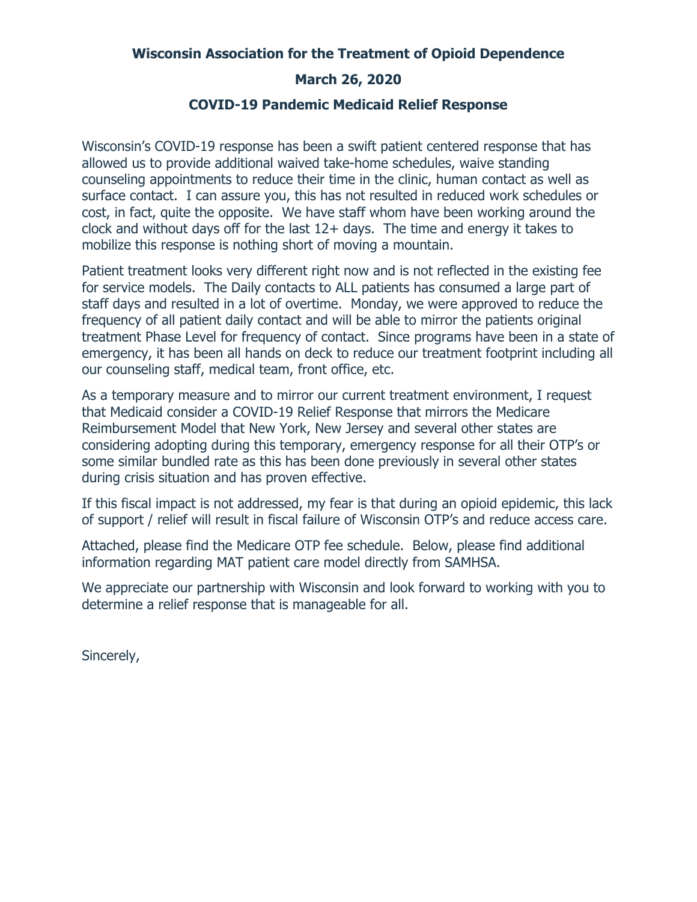**Wisconsin Association for the Treatment of Opioid Dependence**

**March 26, 2020**

**COVID-19 Pandemic Medicaid Relief Response**

Wisconsin's COVID-19 response has been a swift patient centered response that has allowed us to provide additional waived take-home schedules, waive standing counseling appointments to reduce their time in the clinic, human contact as well as surface contact. I can assure you, this has not resulted in reduced work schedules or cost, in fact, quite the opposite. We have staff whom have been working around the clock and without days off for the last 12+ days. The time and energy it takes to mobilize this response is nothing short of moving a mountain.

Patient treatment looks very different right now and is not reflected in the existing fee for service models. The Daily contacts to ALL patients has consumed a large part of staff days and resulted in a lot of overtime. Monday, we were approved to reduce the frequency of all patient daily contact and will be able to mirror the patients original treatment Phase Level for frequency of contact. Since programs have been in a state of emergency, it has been all hands on deck to reduce our treatment footprint including all our counseling staff, medical team, front office, etc.

As a temporary measure and to mirror our current treatment environment, I request that Medicaid consider a COVID-19 Relief Response that mirrors the Medicare Reimbursement Model that New York, New Jersey and several other states are considering adopting during this temporary, emergency response for all their OTP's or some similar bundled rate as this has been done previously in several other states during crisis situation and has proven effective.

If this fiscal impact is not addressed, my fear is that during an opioid epidemic, this lack of support / relief will result in fiscal failure of Wisconsin OTP's and reduce access care.

Attached, please find the Medicare OTP fee schedule. Below, please find additional information regarding MAT patient care model directly from SAMHSA.

We appreciate our partnership with Wisconsin and look forward to working with you to determine a relief response that is manageable for all.

Sincerely,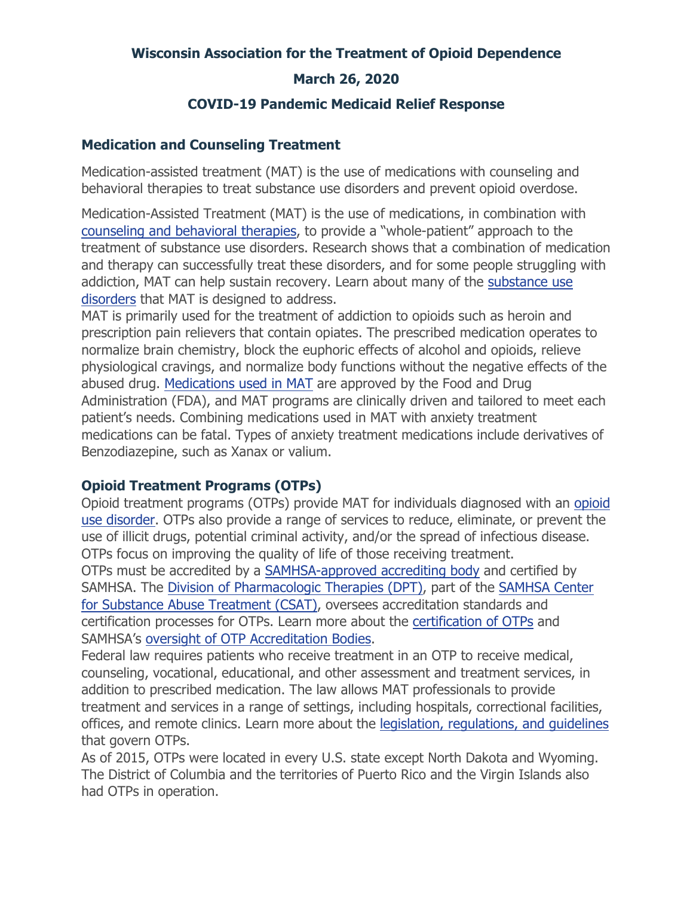**Wisconsin Association for the Treatment of Opioid Dependence**

**March 26, 2020**

**COVID-19 Pandemic Medicaid Relief Response**

## Medication and Counseling Treatment

Medication-assisted treatment (MAT) is the use of medications with counseling and behavioral therapies to treat substance use disorders and prevent opioid overdose.

Medication-Assisted Treatment (MAT) is the use of medications, in combination with counseling and behavioral therapies, to provide a "whole-patient" approach to the treatment of substance use disorders. Research shows that a combination of medication and therapy can successfully treat these disorders, and for some people struggling with addiction, MAT can help sustain recovery. Learn about many of the substance use disorders that MAT is designed to address.

MAT is primarily used for the treatment of addiction to opioids such as heroin and prescription pain relievers that contain opiates. The prescribed medication operates to normalize brain chemistry, block the euphoric effects of alcohol and opioids, relieve physiological cravings, and normalize body functions without the negative effects of the abused drug. Medications used in MAT are approved by the Food and Drug Administration (FDA), and MAT programs are clinically driven and tailored to meet each patient's needs. Combining medications used in MAT with anxiety treatment medications can be fatal. Types of anxiety treatment medications include derivatives of Benzodiazepine, such as Xanax or valium.

## Opioid Treatment Programs (OTPs)

Opioid treatment programs (OTPs) provide MAT for individuals diagnosed with an opioid use disorder. OTPs also provide a range of services to reduce, eliminate, or prevent the use of illicit drugs, potential criminal activity, and/or the spread of infectious disease. OTPs focus on improving the quality of life of those receiving treatment.

OTPs must be accredited by a SAMHSA-approved accrediting body and certified by SAMHSA. The Division of Pharmacologic Therapies (DPT), part of the SAMHSA Center for Substance Abuse Treatment (CSAT), oversees accreditation standards and certification processes for OTPs. Learn more about the certification of OTPs and SAMHSA's oversight of OTP Accreditation Bodies.

Federal law requires patients who receive treatment in an OTP to receive medical, counseling, vocational, educational, and other assessment and treatment services, in addition to prescribed medication. The law allows MAT professionals to provide treatment and services in a range of settings, including hospitals, correctional facilities, offices, and remote clinics. Learn more about the legislation, regulations, and guidelines that govern OTPs.

As of 2015, OTPs were located in every U.S. state except North Dakota and Wyoming. The District of Columbia and the territories of Puerto Rico and the Virgin Islands also had OTPs in operation.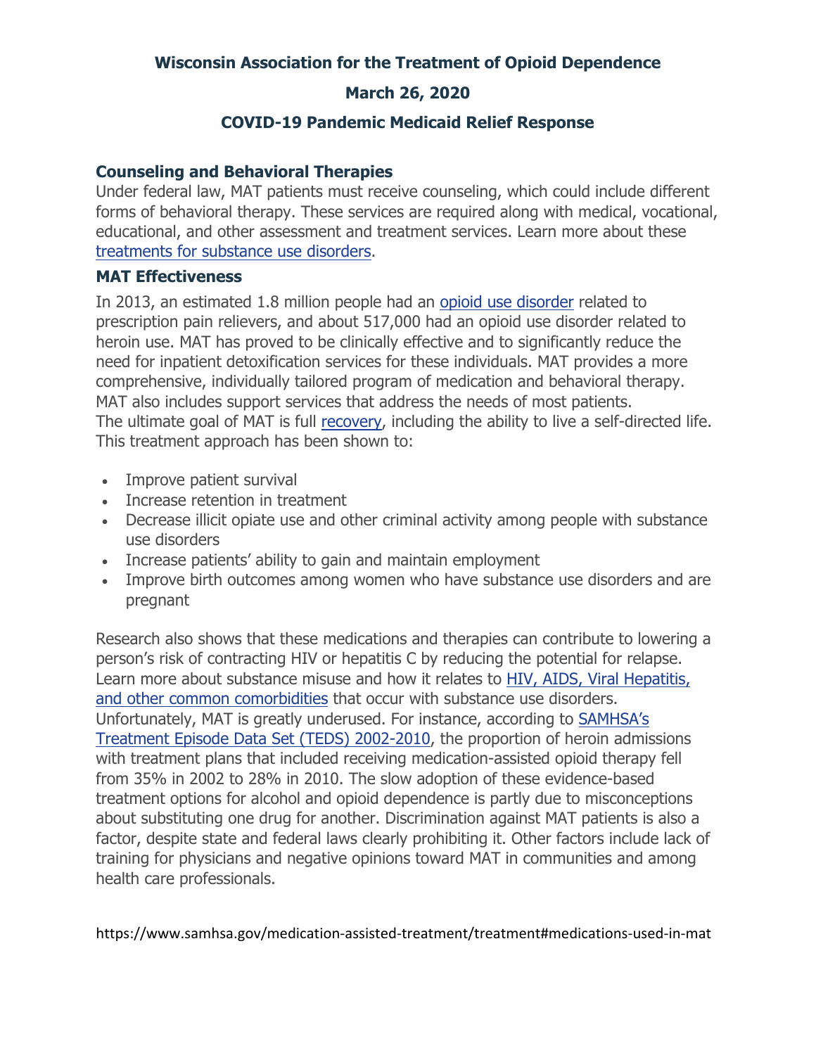**Wisconsin Association for the Treatment of Opioid Dependence**

**March 26, 2020**

**COVID-19 Pandemic Medicaid Relief Response**

### Counseling and Behavioral Therapies

Under federal law, MAT patients must receive counseling, which could include different forms of behavioral therapy. These services are required along with medical, vocational, educational, and other assessment and treatment services. Learn more about these treatments for substance use disorders.

### MAT Effectiveness

In 2013, an estimated 1.8 million people had an opioid use disorder related to prescription pain relievers, and about 517,000 had an opioid use disorder related to heroin use. MAT has proved to be clinically effective and to significantly reduce the need for inpatient detoxification services for these individuals. MAT provides a more comprehensive, individually tailored program of medication and behavioral therapy. MAT also includes support services that address the needs of most patients. The ultimate goal of MAT is full recovery, including the ability to live a self-directed life. This treatment approach has been shown to:

- Improve patient survival
- Increase retention in treatment
- Decrease illicit opiate use and other criminal activity among people with substance use disorders
- Increase patients' ability to gain and maintain employment
- Improve birth outcomes among women who have substance use disorders and are pregnant

Research also shows that these medications and therapies can contribute to lowering a person's risk of contracting HIV or hepatitis C by reducing the potential for relapse. Learn more about substance misuse and how it relates to HIV, AIDS, Viral Hepatitis, and other common comorbidities that occur with substance use disorders. Unfortunately, MAT is greatly underused. For instance, according to SAMHSA's Treatment Episode Data Set (TEDS) 2002-2010, the proportion of heroin admissions with treatment plans that included receiving medication-assisted opioid therapy fell from 35% in 2002 to 28% in 2010. The slow adoption of these evidence-based treatment options for alcohol and opioid dependence is partly due to misconceptions about substituting one drug for another. Discrimination against MAT patients is also a factor, despite state and federal laws clearly prohibiting it. Other factors include lack of training for physicians and negative opinions toward MAT in communities and among health care professionals.

https://www.samhsa.gov/medication-assisted-treatment/treatment#medications-used-in-mat